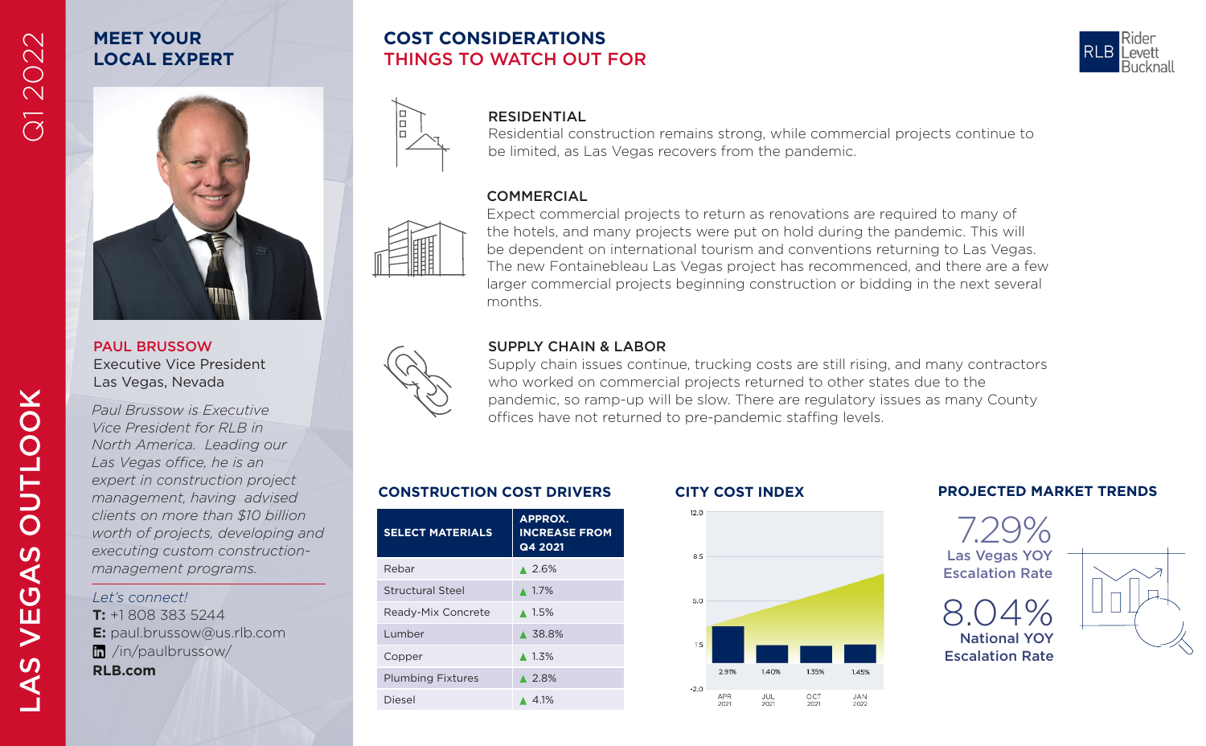# LAS VEGAS OUTLOOK

Q1 2022

## MEET YOUR LOCAL EXPERT

**PAUL BRUSSOW**
Executive Vice President
Las Vegas, Nevada

*Paul Brussow is Executive Vice President for RLB in North America. Leading our Las Vegas office, he is an expert in construction project management, having advised clients on more than $10 billion worth of projects, developing and executing custom construction-management programs.*

*Let's connect!*
**T:** +1 808 383 5244
**E:** paul.brussow@us.rlb.com
/in/paulbrussow/
**RLB.com**

## COST CONSIDERATIONS
## THINGS TO WATCH OUT FOR

### RESIDENTIAL

Residential construction remains strong, while commercial projects continue to be limited, as Las Vegas recovers from the pandemic.

### COMMERCIAL

Expect commercial projects to return as renovations are required to many of the hotels, and many projects were put on hold during the pandemic. This will be dependent on international tourism and conventions returning to Las Vegas. The new Fontainebleau Las Vegas project has recommenced, and there are a few larger commercial projects beginning construction or bidding in the next several months.

### SUPPLY CHAIN & LABOR

Supply chain issues continue, trucking costs are still rising, and many contractors who worked on commercial projects returned to other states due to the pandemic, so ramp-up will be slow. There are regulatory issues as many County offices have not returned to pre-pandemic staffing levels.

## CONSTRUCTION COST DRIVERS

| SELECT MATERIALS | APPROX. INCREASE FROM Q4 2021 |
|---|---|
| Rebar | ▲ 2.6% |
| Structural Steel | ▲ 1.7% |
| Ready-Mix Concrete | ▲ 1.5% |
| Lumber | ▲ 38.8% |
| Copper | ▲ 1.3% |
| Plumbing Fixtures | ▲ 2.8% |
| Diesel | ▲ 4.1% |

## CITY COST INDEX

| APR 2021 | JUL 2021 | OCT 2021 | JAN 2022 |
|---|---|---|---|
| 2.91% | 1.40% | 1.35% | 1.45% |

## PROJECTED MARKET TRENDS

**7.29%** Las Vegas YOY Escalation Rate

**8.04%** National YOY Escalation Rate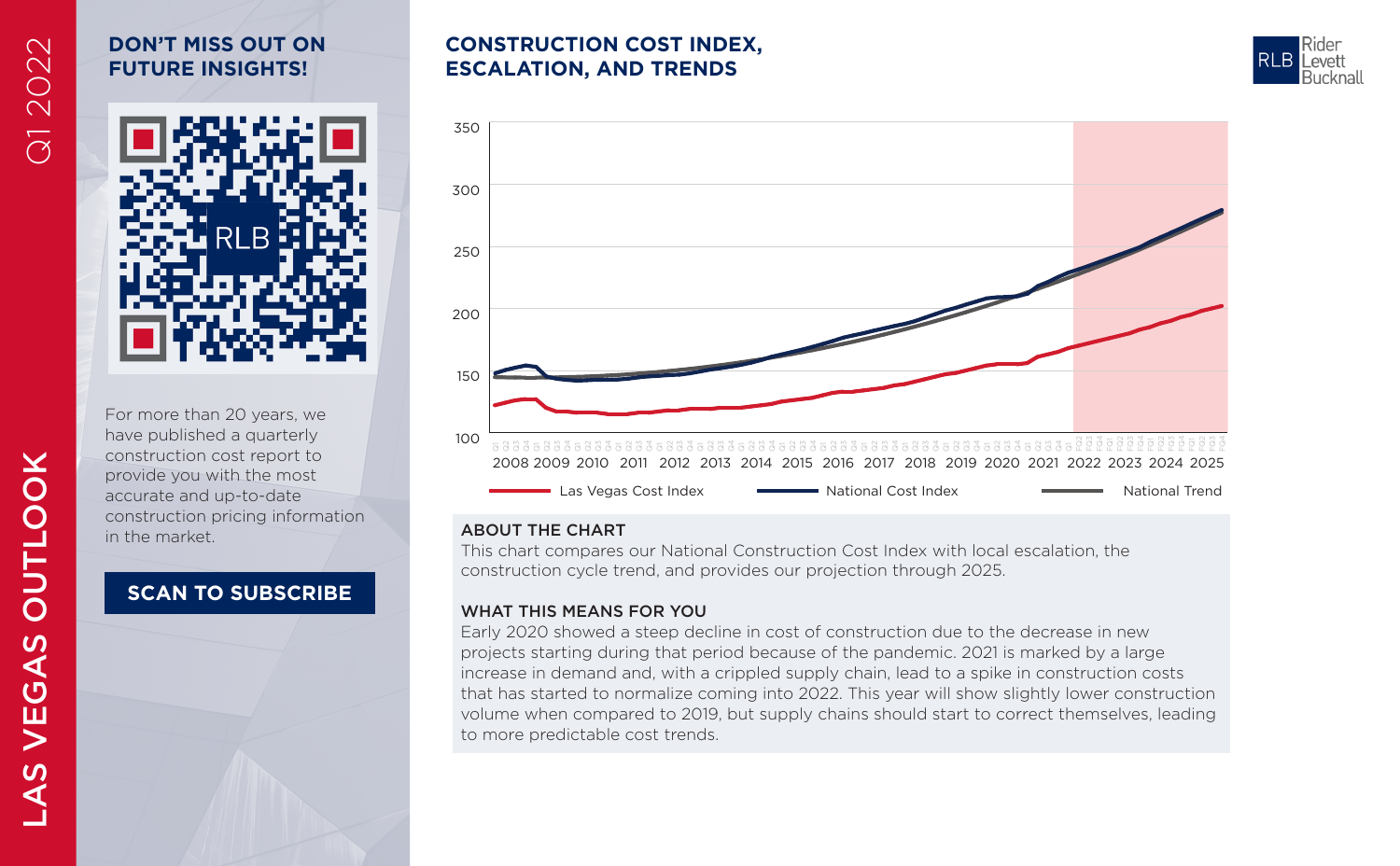# LAS VEGAS OUTLOOK

Q1 2022

## DON'T MISS OUT ON FUTURE INSIGHTS!

For more than 20 years, we have published a quarterly construction cost report to provide you with the most accurate and up-to-date construction pricing information in the market.

**SCAN TO SUBSCRIBE**

## CONSTRUCTION COST INDEX, ESCALATION, AND TRENDS

350
300
250
200
150
100

2008 2009 2010 2011 2012 2013 2014 2015 2016 2017 2018 2019 2020 2021 2022 2023 2024 2025

Las Vegas Cost Index
National Cost Index
National Trend

### ABOUT THE CHART

This chart compares our National Construction Cost Index with local escalation, the construction cycle trend, and provides our projection through 2025.

### WHAT THIS MEANS FOR YOU

Early 2020 showed a steep decline in cost of construction due to the decrease in new projects starting during that period because of the pandemic. 2021 is marked by a large increase in demand and, with a crippled supply chain, lead to a spike in construction costs that has started to normalize coming into 2022. This year will show slightly lower construction volume when compared to 2019, but supply chains should start to correct themselves, leading to more predictable cost trends.